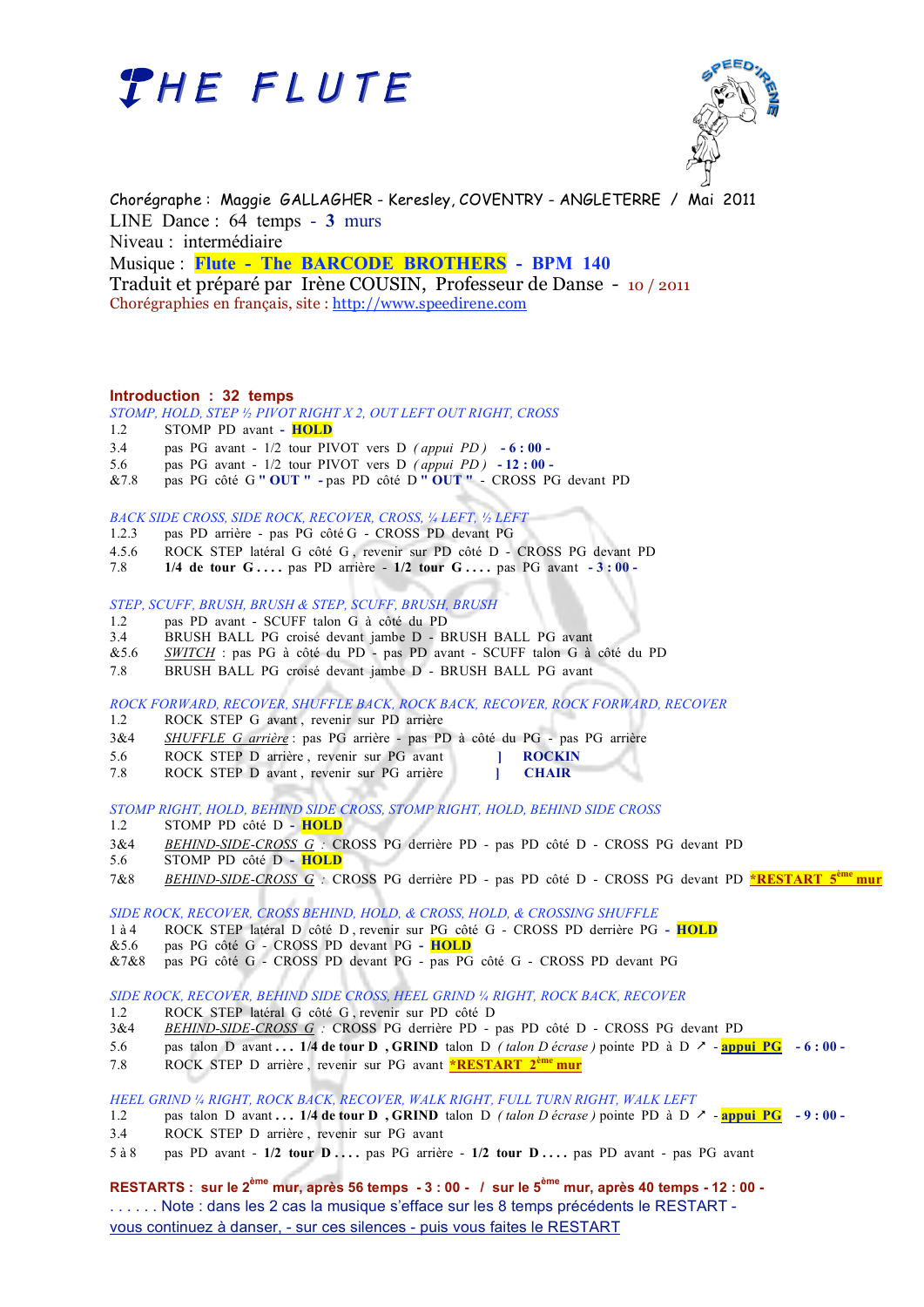# THE FLUTE

Chorégraphe : Maggie GALLAGHER - Keresley, COVENTRY - ANGLETERRE / Mai 2011
LINE Dance : 64 temps - **3** murs
Niveau : intermédiaire
Musique : **Flute - The BARCODE BROTHERS** - **BPM 140**
Traduit et préparé par Irène COUSIN, Professeur de Danse - 10 / 2011
Chorégraphies en français, site : http://www.speedirene.com

**Introduction : 32 temps**

*STOMP, HOLD, STEP ½ PIVOT RIGHT X 2, OUT LEFT OUT RIGHT, CROSS*

1.2 STOMP PD avant - **HOLD**
3.4 pas PG avant - 1/2 tour PIVOT vers D *( appui PD )* **- 6 : 00 -**
5.6 pas PG avant - 1/2 tour PIVOT vers D *( appui PD )* **- 12 : 00 -**
&7.8 pas PG côté G **" OUT "** - pas PD côté D **" OUT "** - CROSS PG devant PD

*BACK SIDE CROSS, SIDE ROCK, RECOVER, CROSS, ¼ LEFT, ½ LEFT*

1.2.3 pas PD arrière - pas PG côté G - CROSS PD devant PG
4.5.6 ROCK STEP latéral G côté G , revenir sur PD côté D - CROSS PG devant PD
7.8 **1/4 de tour G . . . .** pas PD arrière - **1/2 tour G . . . .** pas PG avant **- 3 : 00 -**

*STEP, SCUFF, BRUSH, BRUSH & STEP, SCUFF, BRUSH, BRUSH*

1.2 pas PD avant - SCUFF talon G à côté du PD
3.4 BRUSH BALL PG croisé devant jambe D - BRUSH BALL PG avant
&5.6 *SWITCH* : pas PG à côté du PD - pas PD avant - SCUFF talon G à côté du PD
7.8 BRUSH BALL PG croisé devant jambe D - BRUSH BALL PG avant

*ROCK FORWARD, RECOVER, SHUFFLE BACK, ROCK BACK, RECOVER, ROCK FORWARD, RECOVER*

1.2 ROCK STEP G avant , revenir sur PD arrière
3&4 *SHUFFLE G arrière* : pas PG arrière - pas PD à côté du PG - pas PG arrière
5.6 ROCK STEP D arrière , revenir sur PG avant ] **ROCKIN**
7.8 ROCK STEP D avant , revenir sur PG arrière ] **CHAIR**

*STOMP RIGHT, HOLD, BEHIND SIDE CROSS, STOMP RIGHT, HOLD, BEHIND SIDE CROSS*

1.2 STOMP PD côté D - **HOLD**
3&4 *BEHIND-SIDE-CROSS G* : CROSS PG derrière PD - pas PD côté D - CROSS PG devant PD
5.6 STOMP PD côté D - **HOLD**
7&8 *BEHIND-SIDE-CROSS G* : CROSS PG derrière PD - pas PD côté D - CROSS PG devant PD **\*RESTART 5ème mur**

*SIDE ROCK, RECOVER, CROSS BEHIND, HOLD, & CROSS, HOLD, & CROSSING SHUFFLE*

1 à 4 ROCK STEP latéral D côté D , revenir sur PG côté G - CROSS PD derrière PG - **HOLD**
&5.6 pas PG côté G - CROSS PD devant PG - **HOLD**
&7&8 pas PG côté G - CROSS PD devant PG - pas PG côté G - CROSS PD devant PG

*SIDE ROCK, RECOVER, BEHIND SIDE CROSS, HEEL GRIND ¼ RIGHT, ROCK BACK, RECOVER*

1.2 ROCK STEP latéral G côté G , revenir sur PD côté D
3&4 *BEHIND-SIDE-CROSS G* : CROSS PG derrière PD - pas PD côté D - CROSS PG devant PD
5.6 pas talon D avant **. . . 1/4 de tour D , GRIND** talon D *( talon D écrase )* pointe PD à D ↗ - **appui PG** **- 6 : 00 -**
7.8 ROCK STEP D arrière , revenir sur PG avant **\*RESTART 2ème mur**

*HEEL GRIND ¼ RIGHT, ROCK BACK, RECOVER, WALK RIGHT, FULL TURN RIGHT, WALK LEFT*

1.2 pas talon D avant **. . . 1/4 de tour D , GRIND** talon D *( talon D écrase )* pointe PD à D ↗ - **appui PG** **- 9 : 00 -**
3.4 ROCK STEP D arrière , revenir sur PG avant
5 à 8 pas PD avant - **1/2 tour D . . . .** pas PG arrière - **1/2 tour D . . . .** pas PD avant - pas PG avant

**RESTARTS : sur le 2ème mur, après 56 temps - 3 : 00 - / sur le 5ème mur, après 40 temps - 12 : 00 -**
. . . . . . Note : dans les 2 cas la musique s'efface sur les 8 temps précédents le RESTART -
vous continuez à danser, - sur ces silences - puis vous faites le RESTART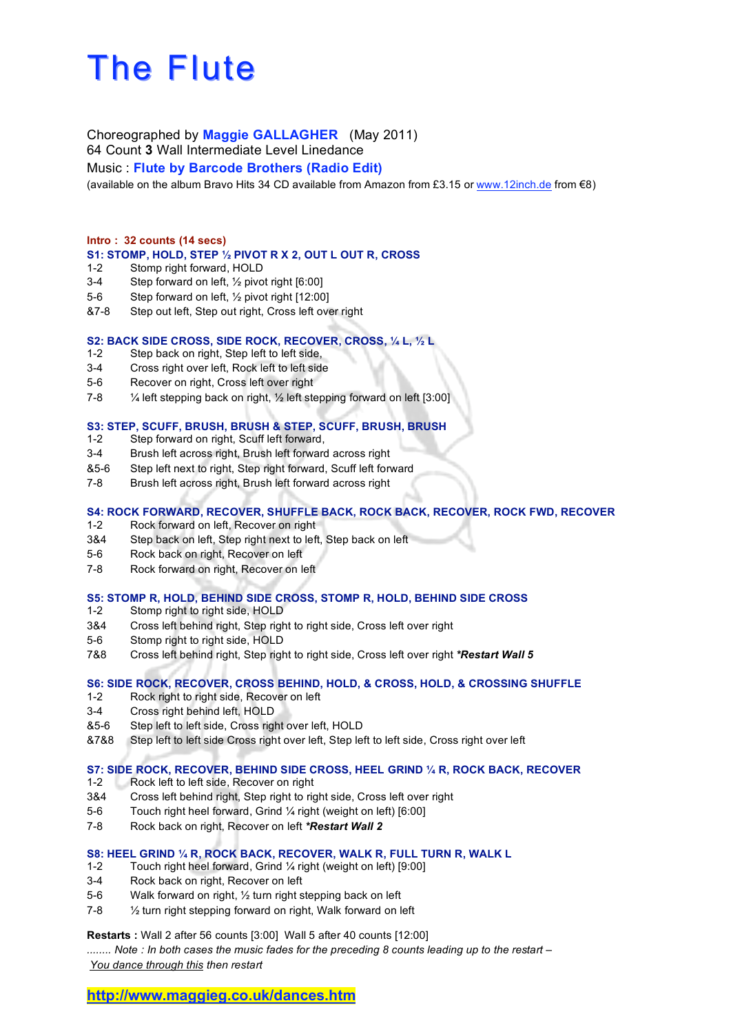# The Flute

Choreographed by **Maggie GALLAGHER** (May 2011)
64 Count **3** Wall Intermediate Level Linedance
Music : **Flute by Barcode Brothers (Radio Edit)**
(available on the album Bravo Hits 34 CD available from Amazon from £3.15 or www.12inch.de from €8)

**Intro : 32 counts (14 secs)**

**S1: STOMP, HOLD, STEP ½ PIVOT R X 2, OUT L OUT R, CROSS**

| | |
|---|---|
| 1-2 | Stomp right forward, HOLD |
| 3-4 | Step forward on left, ½ pivot right [6:00] |
| 5-6 | Step forward on left, ½ pivot right [12:00] |
| &7-8 | Step out left, Step out right, Cross left over right |

**S2: BACK SIDE CROSS, SIDE ROCK, RECOVER, CROSS, ¼ L, ½ L**

| | |
|---|---|
| 1-2 | Step back on right, Step left to left side, |
| 3-4 | Cross right over left, Rock left to left side |
| 5-6 | Recover on right, Cross left over right |
| 7-8 | ¼ left stepping back on right, ½ left stepping forward on left [3:00] |

**S3: STEP, SCUFF, BRUSH, BRUSH & STEP, SCUFF, BRUSH, BRUSH**

| | |
|---|---|
| 1-2 | Step forward on right, Scuff left forward, |
| 3-4 | Brush left across right, Brush left forward across right |
| &5-6 | Step left next to right, Step right forward, Scuff left forward |
| 7-8 | Brush left across right, Brush left forward across right |

**S4: ROCK FORWARD, RECOVER, SHUFFLE BACK, ROCK BACK, RECOVER, ROCK FWD, RECOVER**

| | |
|---|---|
| 1-2 | Rock forward on left, Recover on right |
| 3&4 | Step back on left, Step right next to left, Step back on left |
| 5-6 | Rock back on right, Recover on left |
| 7-8 | Rock forward on right, Recover on left |

**S5: STOMP R, HOLD, BEHIND SIDE CROSS, STOMP R, HOLD, BEHIND SIDE CROSS**

| | |
|---|---|
| 1-2 | Stomp right to right side, HOLD |
| 3&4 | Cross left behind right, Step right to right side, Cross left over right |
| 5-6 | Stomp right to right side, HOLD |
| 7&8 | Cross left behind right, Step right to right side, Cross left over right ***Restart Wall 5** |

**S6: SIDE ROCK, RECOVER, CROSS BEHIND, HOLD, & CROSS, HOLD, & CROSSING SHUFFLE**

| | |
|---|---|
| 1-2 | Rock right to right side, Recover on left |
| 3-4 | Cross right behind left, HOLD |
| &5-6 | Step left to left side, Cross right over left, HOLD |
| &7&8 | Step left to left side Cross right over left, Step left to left side, Cross right over left |

**S7: SIDE ROCK, RECOVER, BEHIND SIDE CROSS, HEEL GRIND ¼ R, ROCK BACK, RECOVER**

| | |
|---|---|
| 1-2 | Rock left to left side, Recover on right |
| 3&4 | Cross left behind right, Step right to right side, Cross left over right |
| 5-6 | Touch right heel forward, Grind ¼ right (weight on left) [6:00] |
| 7-8 | Rock back on right, Recover on left ***Restart Wall 2** |

**S8: HEEL GRIND ¼ R, ROCK BACK, RECOVER, WALK R, FULL TURN R, WALK L**

| | |
|---|---|
| 1-2 | Touch right heel forward, Grind ¼ right (weight on left) [9:00] |
| 3-4 | Rock back on right, Recover on left |
| 5-6 | Walk forward on right, ½ turn right stepping back on left |
| 7-8 | ½ turn right stepping forward on right, Walk forward on left |

**Restarts :** Wall 2 after 56 counts [3:00] Wall 5 after 40 counts [12:00]
*........ Note : In both cases the music fades for the preceding 8 counts leading up to the restart – You dance through this then restart*

**http://www.maggieg.co.uk/dances.htm**